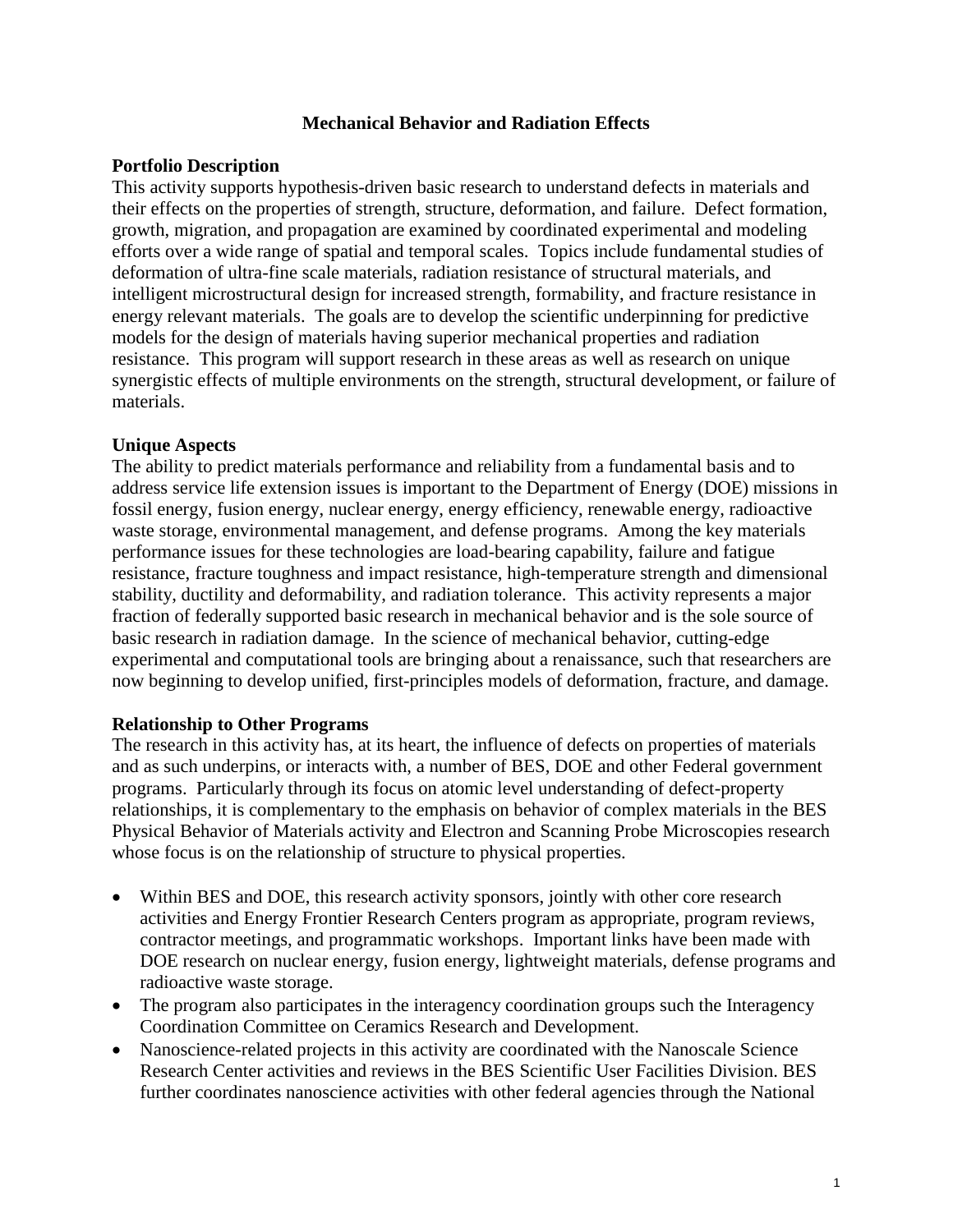# Mechanical Behavior and Radiation Effects

## Portfolio Description

This activity supports hypothesis-driven basic research to understand defects in materials and their effects on the properties of strength, structure, deformation, and failure. Defect formation, growth, migration, and propagation are examined by coordinated experimental and modeling efforts over a wide range of spatial and temporal scales. Topics include fundamental studies of deformation of ultra-fine scale materials, radiation resistance of structural materials, and intelligent microstructural design for increased strength, formability, and fracture resistance in energy relevant materials. The goals are to develop the scientific underpinning for predictive models for the design of materials having superior mechanical properties and radiation resistance. This program will support research in these areas as well as research on unique synergistic effects of multiple environments on the strength, structural development, or failure of materials.

## Unique Aspects

The ability to predict materials performance and reliability from a fundamental basis and to address service life extension issues is important to the Department of Energy (DOE) missions in fossil energy, fusion energy, nuclear energy, energy efficiency, renewable energy, radioactive waste storage, environmental management, and defense programs. Among the key materials performance issues for these technologies are load-bearing capability, failure and fatigue resistance, fracture toughness and impact resistance, high-temperature strength and dimensional stability, ductility and deformability, and radiation tolerance. This activity represents a major fraction of federally supported basic research in mechanical behavior and is the sole source of basic research in radiation damage. In the science of mechanical behavior, cutting-edge experimental and computational tools are bringing about a renaissance, such that researchers are now beginning to develop unified, first-principles models of deformation, fracture, and damage.

## Relationship to Other Programs

The research in this activity has, at its heart, the influence of defects on properties of materials and as such underpins, or interacts with, a number of BES, DOE and other Federal government programs. Particularly through its focus on atomic level understanding of defect-property relationships, it is complementary to the emphasis on behavior of complex materials in the BES Physical Behavior of Materials activity and Electron and Scanning Probe Microscopies research whose focus is on the relationship of structure to physical properties.

- Within BES and DOE, this research activity sponsors, jointly with other core research activities and Energy Frontier Research Centers program as appropriate, program reviews, contractor meetings, and programmatic workshops. Important links have been made with DOE research on nuclear energy, fusion energy, lightweight materials, defense programs and radioactive waste storage.
- The program also participates in the interagency coordination groups such the Interagency Coordination Committee on Ceramics Research and Development.
- Nanoscience-related projects in this activity are coordinated with the Nanoscale Science Research Center activities and reviews in the BES Scientific User Facilities Division. BES further coordinates nanoscience activities with other federal agencies through the National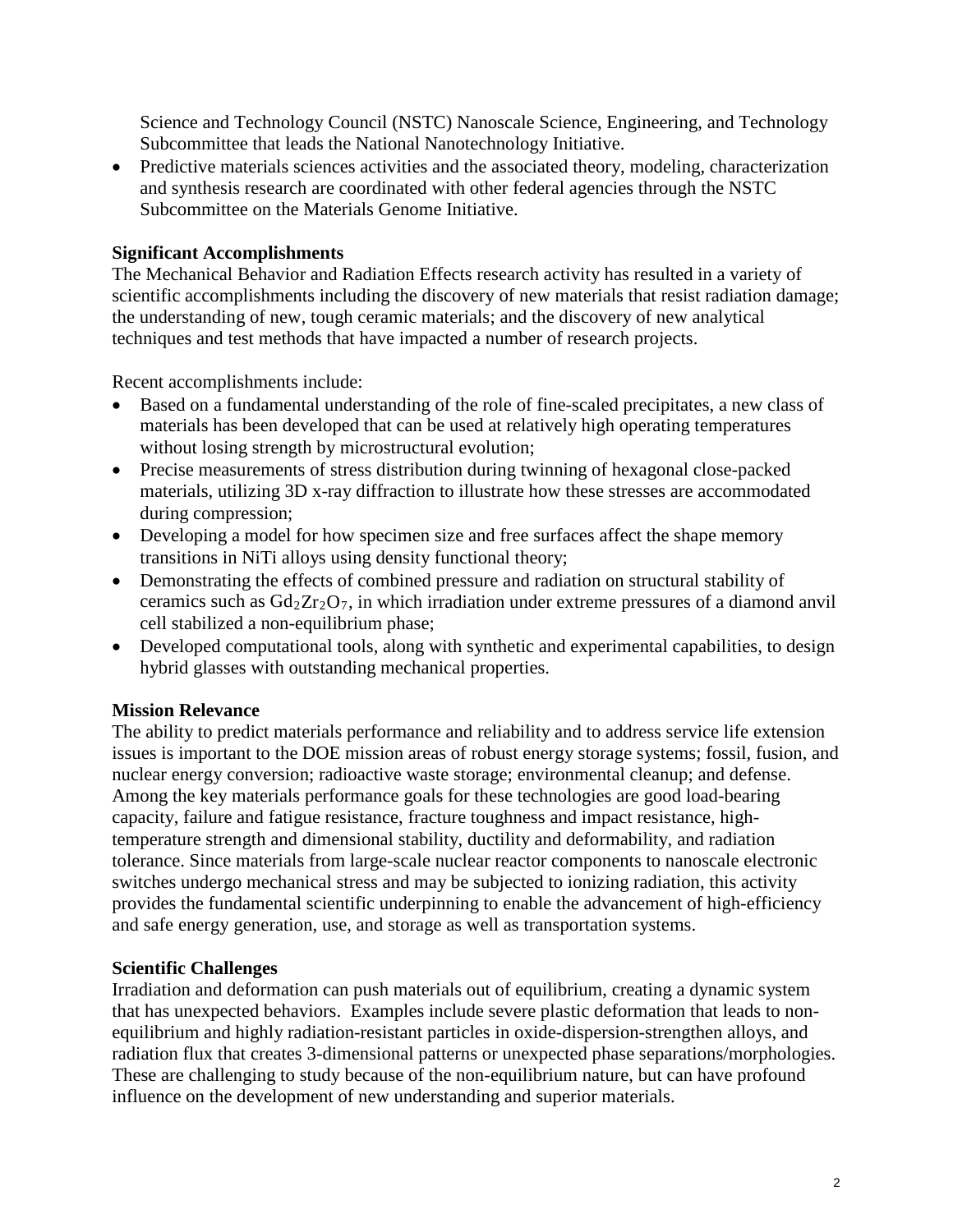Science and Technology Council (NSTC) Nanoscale Science, Engineering, and Technology Subcommittee that leads the National Nanotechnology Initiative.

- Predictive materials sciences activities and the associated theory, modeling, characterization and synthesis research are coordinated with other federal agencies through the NSTC Subcommittee on the Materials Genome Initiative.

**Significant Accomplishments**

The Mechanical Behavior and Radiation Effects research activity has resulted in a variety of scientific accomplishments including the discovery of new materials that resist radiation damage; the understanding of new, tough ceramic materials; and the discovery of new analytical techniques and test methods that have impacted a number of research projects.

Recent accomplishments include:

- Based on a fundamental understanding of the role of fine-scaled precipitates, a new class of materials has been developed that can be used at relatively high operating temperatures without losing strength by microstructural evolution;
- Precise measurements of stress distribution during twinning of hexagonal close-packed materials, utilizing 3D x-ray diffraction to illustrate how these stresses are accommodated during compression;
- Developing a model for how specimen size and free surfaces affect the shape memory transitions in NiTi alloys using density functional theory;
- Demonstrating the effects of combined pressure and radiation on structural stability of ceramics such as $Gd_2Zr_2O_7$, in which irradiation under extreme pressures of a diamond anvil cell stabilized a non-equilibrium phase;
- Developed computational tools, along with synthetic and experimental capabilities, to design hybrid glasses with outstanding mechanical properties.

**Mission Relevance**

The ability to predict materials performance and reliability and to address service life extension issues is important to the DOE mission areas of robust energy storage systems; fossil, fusion, and nuclear energy conversion; radioactive waste storage; environmental cleanup; and defense. Among the key materials performance goals for these technologies are good load-bearing capacity, failure and fatigue resistance, fracture toughness and impact resistance, high-temperature strength and dimensional stability, ductility and deformability, and radiation tolerance. Since materials from large-scale nuclear reactor components to nanoscale electronic switches undergo mechanical stress and may be subjected to ionizing radiation, this activity provides the fundamental scientific underpinning to enable the advancement of high-efficiency and safe energy generation, use, and storage as well as transportation systems.

**Scientific Challenges**

Irradiation and deformation can push materials out of equilibrium, creating a dynamic system that has unexpected behaviors. Examples include severe plastic deformation that leads to non-equilibrium and highly radiation-resistant particles in oxide-dispersion-strengthen alloys, and radiation flux that creates 3-dimensional patterns or unexpected phase separations/morphologies. These are challenging to study because of the non-equilibrium nature, but can have profound influence on the development of new understanding and superior materials.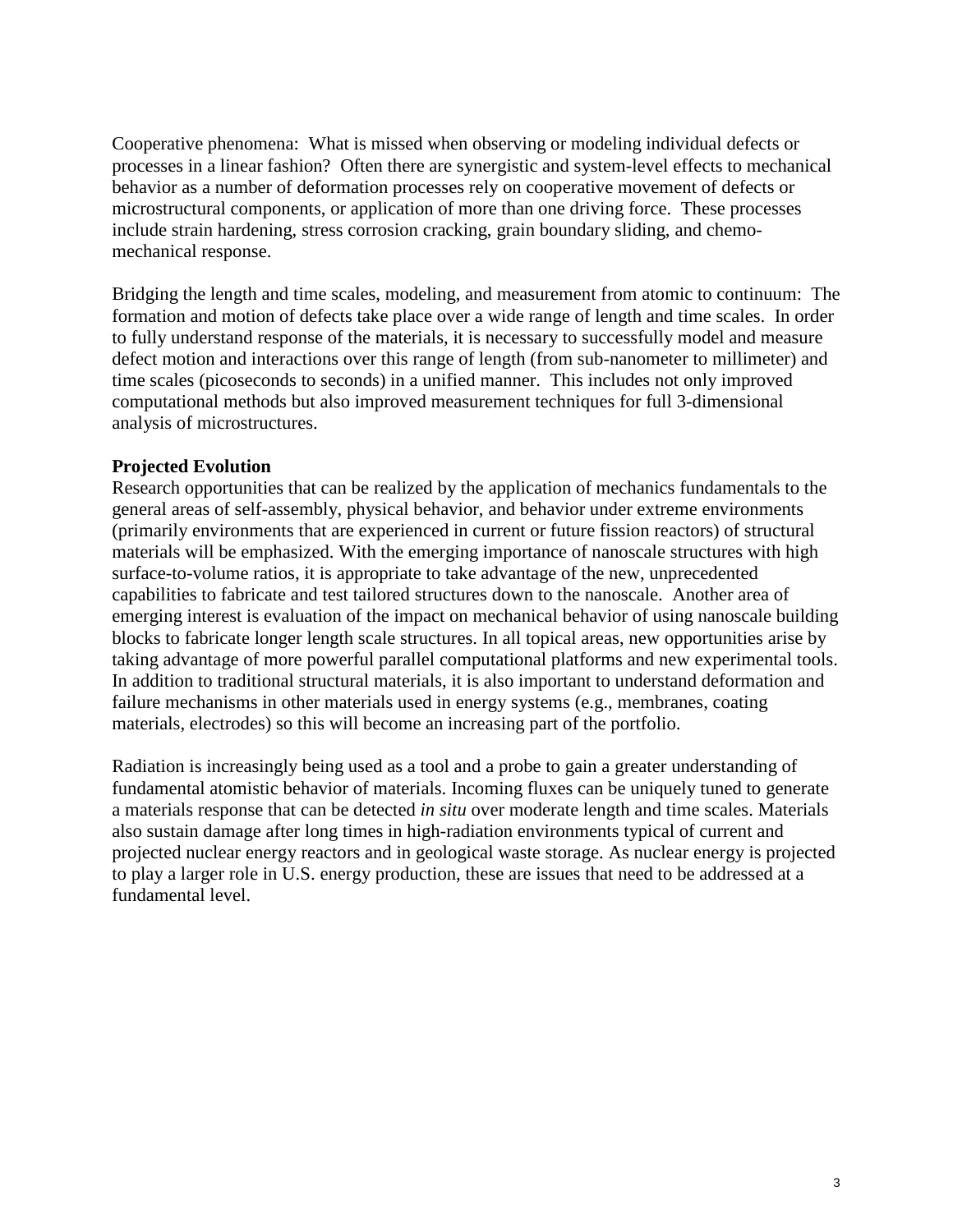Cooperative phenomena: What is missed when observing or modeling individual defects or processes in a linear fashion? Often there are synergistic and system-level effects to mechanical behavior as a number of deformation processes rely on cooperative movement of defects or microstructural components, or application of more than one driving force. These processes include strain hardening, stress corrosion cracking, grain boundary sliding, and chemo-mechanical response.

Bridging the length and time scales, modeling, and measurement from atomic to continuum: The formation and motion of defects take place over a wide range of length and time scales. In order to fully understand response of the materials, it is necessary to successfully model and measure defect motion and interactions over this range of length (from sub-nanometer to millimeter) and time scales (picoseconds to seconds) in a unified manner. This includes not only improved computational methods but also improved measurement techniques for full 3-dimensional analysis of microstructures.

**Projected Evolution**

Research opportunities that can be realized by the application of mechanics fundamentals to the general areas of self-assembly, physical behavior, and behavior under extreme environments (primarily environments that are experienced in current or future fission reactors) of structural materials will be emphasized. With the emerging importance of nanoscale structures with high surface-to-volume ratios, it is appropriate to take advantage of the new, unprecedented capabilities to fabricate and test tailored structures down to the nanoscale. Another area of emerging interest is evaluation of the impact on mechanical behavior of using nanoscale building blocks to fabricate longer length scale structures. In all topical areas, new opportunities arise by taking advantage of more powerful parallel computational platforms and new experimental tools. In addition to traditional structural materials, it is also important to understand deformation and failure mechanisms in other materials used in energy systems (e.g., membranes, coating materials, electrodes) so this will become an increasing part of the portfolio.

Radiation is increasingly being used as a tool and a probe to gain a greater understanding of fundamental atomistic behavior of materials. Incoming fluxes can be uniquely tuned to generate a materials response that can be detected *in situ* over moderate length and time scales. Materials also sustain damage after long times in high-radiation environments typical of current and projected nuclear energy reactors and in geological waste storage. As nuclear energy is projected to play a larger role in U.S. energy production, these are issues that need to be addressed at a fundamental level.